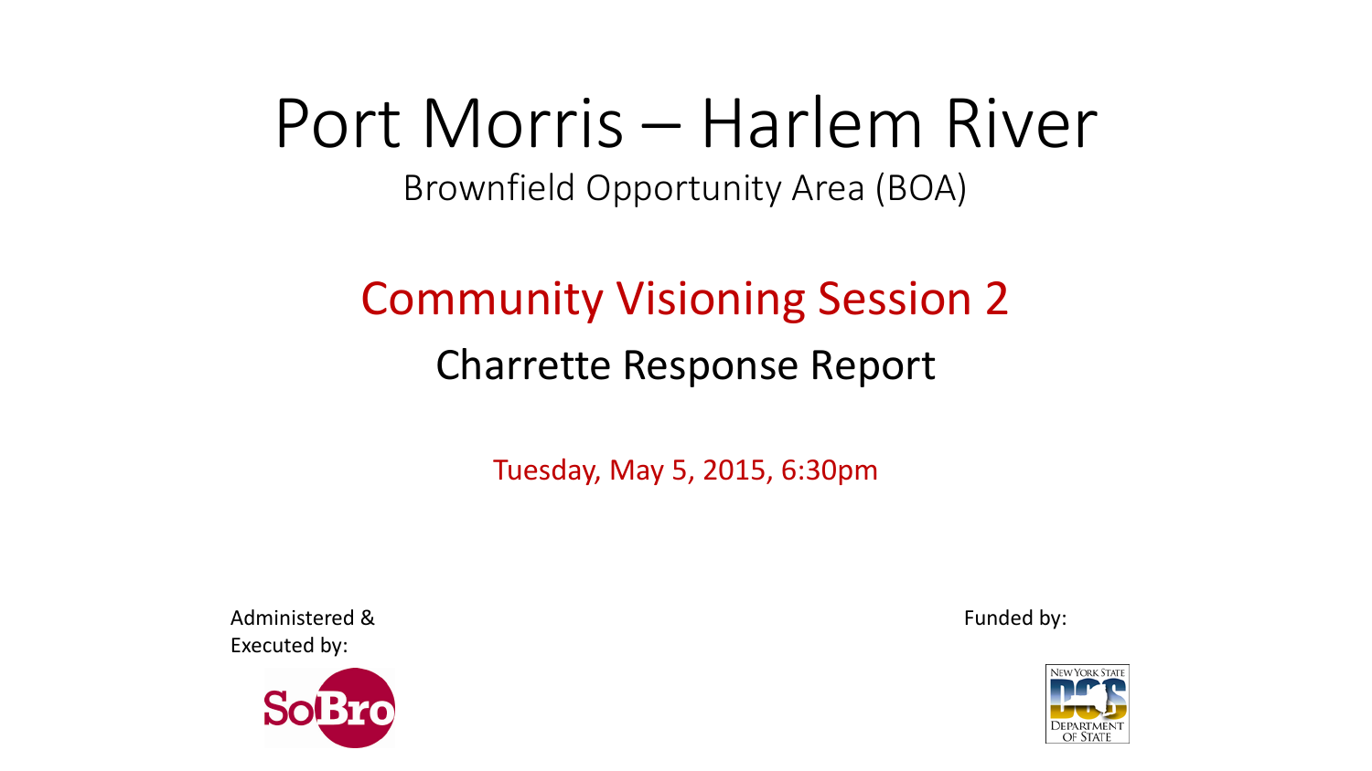# Port Morris – Harlem River

Brownfield Opportunity Area (BOA)

## Community Visioning Session 2

### Charrette Response Report

Tuesday, May 5, 2015, 6:30pm

Administered & Executed by:

SoBro

Funded by:

New York State DOS Department of State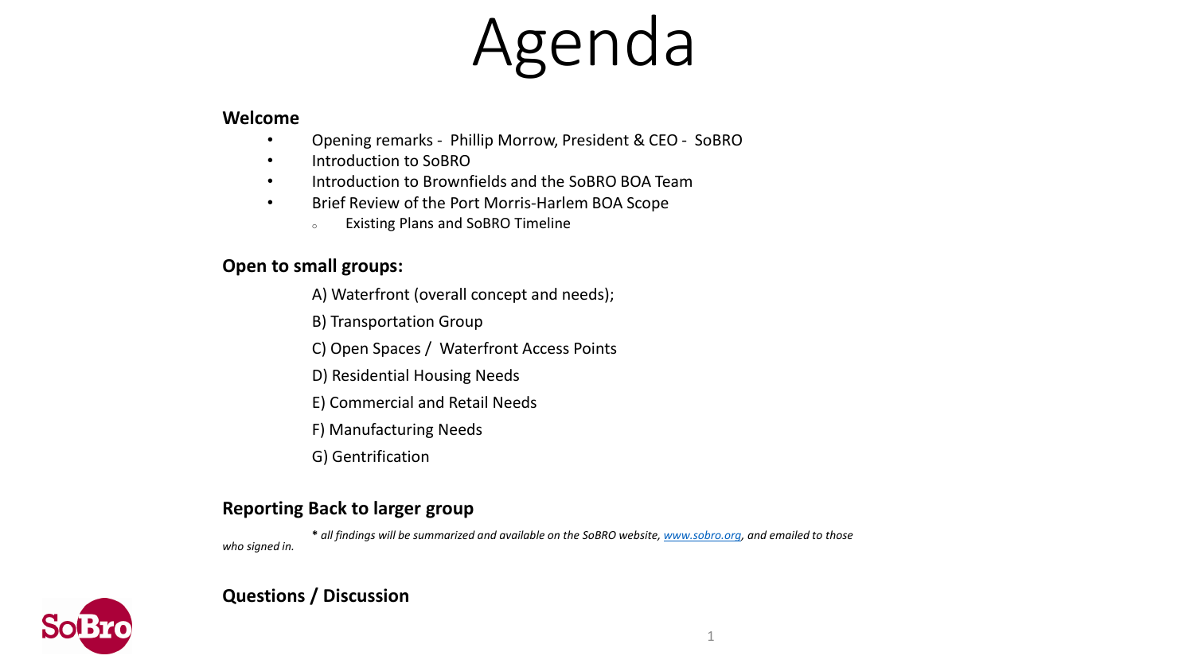# Agenda

**Welcome**

- Opening remarks - Phillip Morrow, President & CEO - SoBRO
- Introduction to SoBRO
- Introduction to Brownfields and the SoBRO BOA Team
- Brief Review of the Port Morris-Harlem BOA Scope
  - Existing Plans and SoBRO Timeline

**Open to small groups:**

A) Waterfront (overall concept and needs);

B) Transportation Group

C) Open Spaces / Waterfront Access Points

D) Residential Housing Needs

E) Commercial and Retail Needs

F) Manufacturing Needs

G) Gentrification

**Reporting Back to larger group**

*** *all findings will be summarized and available on the SoBRO website, [www.sobro.org](http://www.sobro.org), and emailed to those who signed in.*

**Questions / Discussion**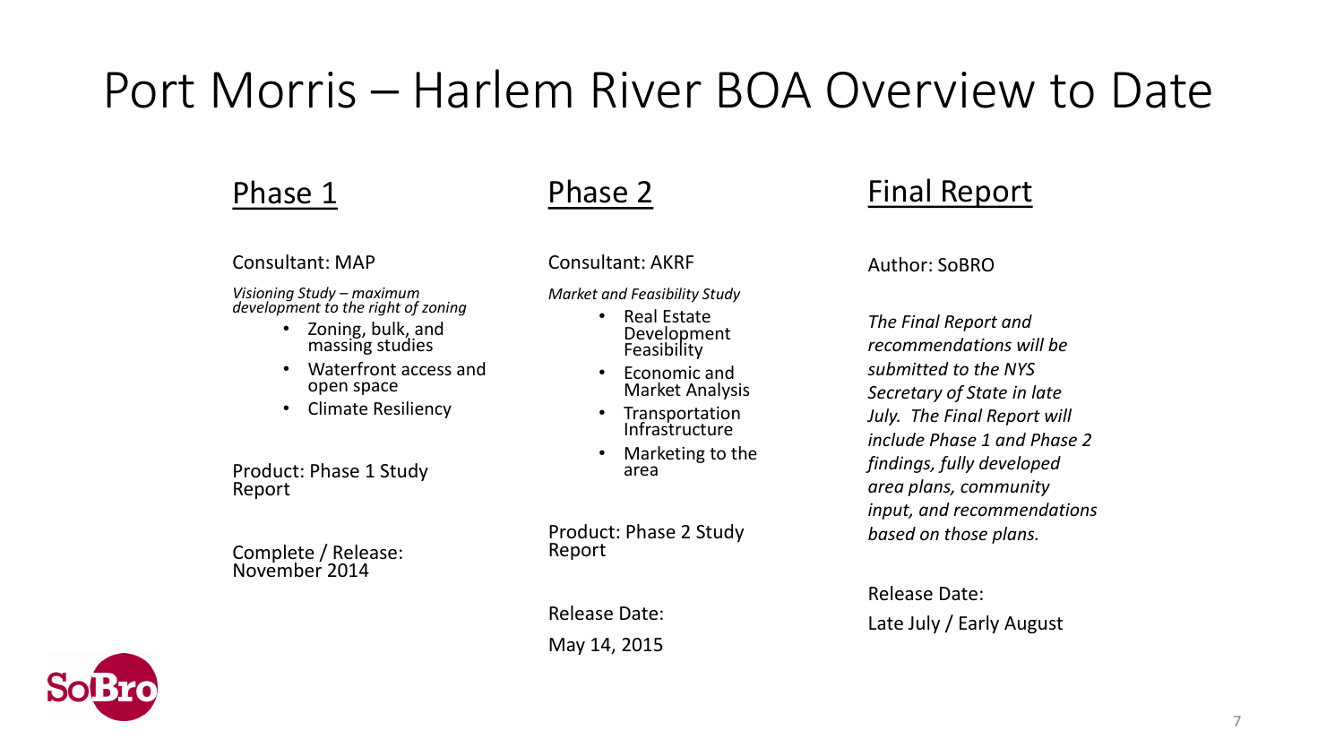# Port Morris – Harlem River BOA Overview to Date

## Phase 1

Consultant: MAP

*Visioning Study – maximum development to the right of zoning*

- Zoning, bulk, and massing studies
- Waterfront access and open space
- Climate Resiliency

Product: Phase 1 Study Report

Complete / Release: November 2014

## Phase 2

Consultant: AKRF

*Market and Feasibility Study*

- Real Estate Development Feasibility
- Economic and Market Analysis
- Transportation Infrastructure
- Marketing to the area

Product: Phase 2 Study Report

Release Date:

May 14, 2015

## Final Report

Author: SoBRO

*The Final Report and recommendations will be submitted to the NYS Secretary of State in late July. The Final Report will include Phase 1 and Phase 2 findings, fully developed area plans, community input, and recommendations based on those plans.*

Release Date:

Late July / Early August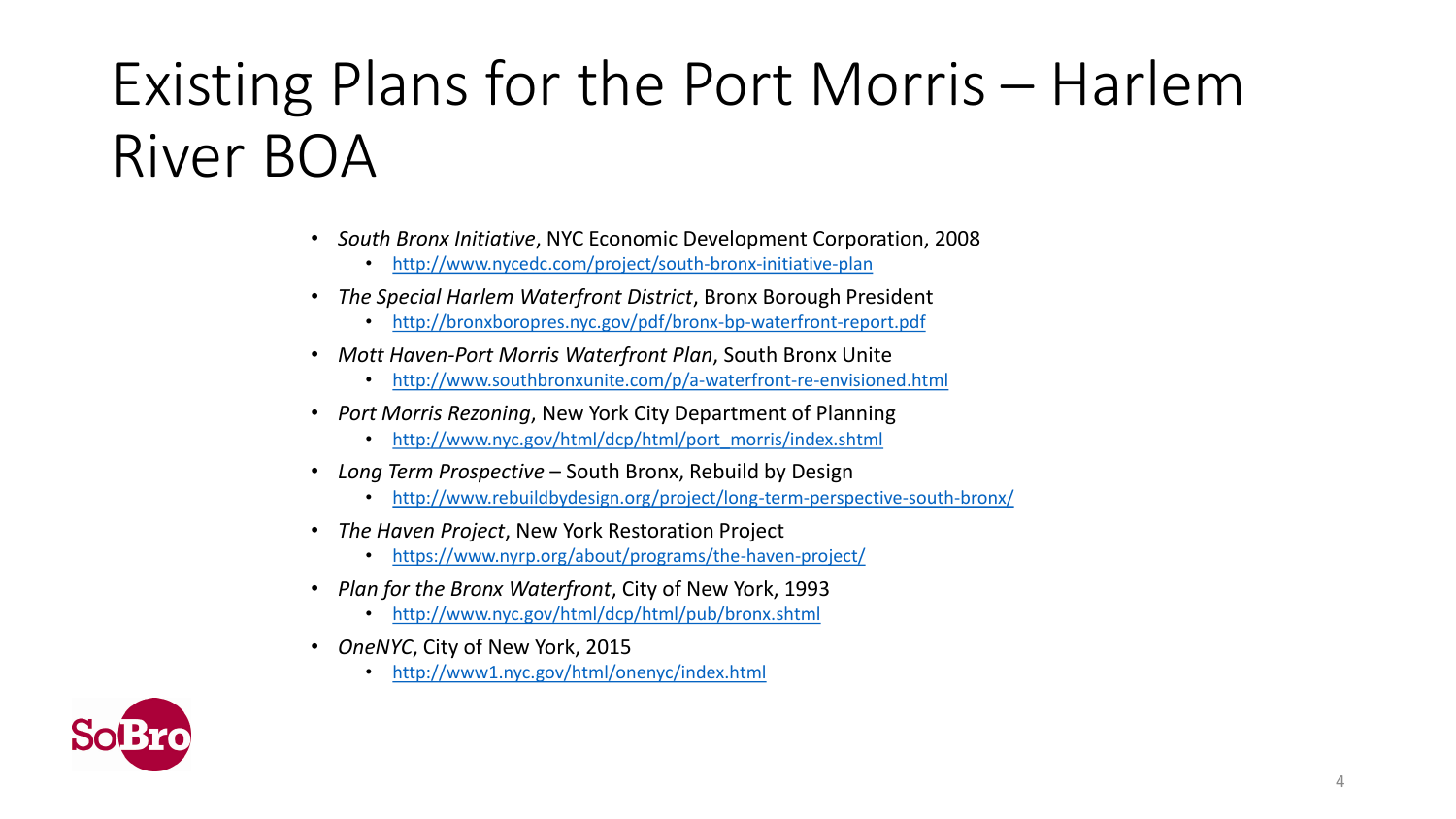# Existing Plans for the Port Morris – Harlem River BOA

- *South Bronx Initiative*, NYC Economic Development Corporation, 2008
  - http://www.nycedc.com/project/south-bronx-initiative-plan
- *The Special Harlem Waterfront District*, Bronx Borough President
  - http://bronxboropres.nyc.gov/pdf/bronx-bp-waterfront-report.pdf
- *Mott Haven-Port Morris Waterfront Plan*, South Bronx Unite
  - http://www.southbronxunite.com/p/a-waterfront-re-envisioned.html
- *Port Morris Rezoning*, New York City Department of Planning
  - http://www.nyc.gov/html/dcp/html/port_morris/index.shtml
- *Long Term Prospective* – South Bronx, Rebuild by Design
  - http://www.rebuildbydesign.org/project/long-term-perspective-south-bronx/
- *The Haven Project*, New York Restoration Project
  - https://www.nyrp.org/about/programs/the-haven-project/
- *Plan for the Bronx Waterfront*, City of New York, 1993
  - http://www.nyc.gov/html/dcp/html/pub/bronx.shtml
- *OneNYC*, City of New York, 2015
  - http://www1.nyc.gov/html/onenyc/index.html

SoBro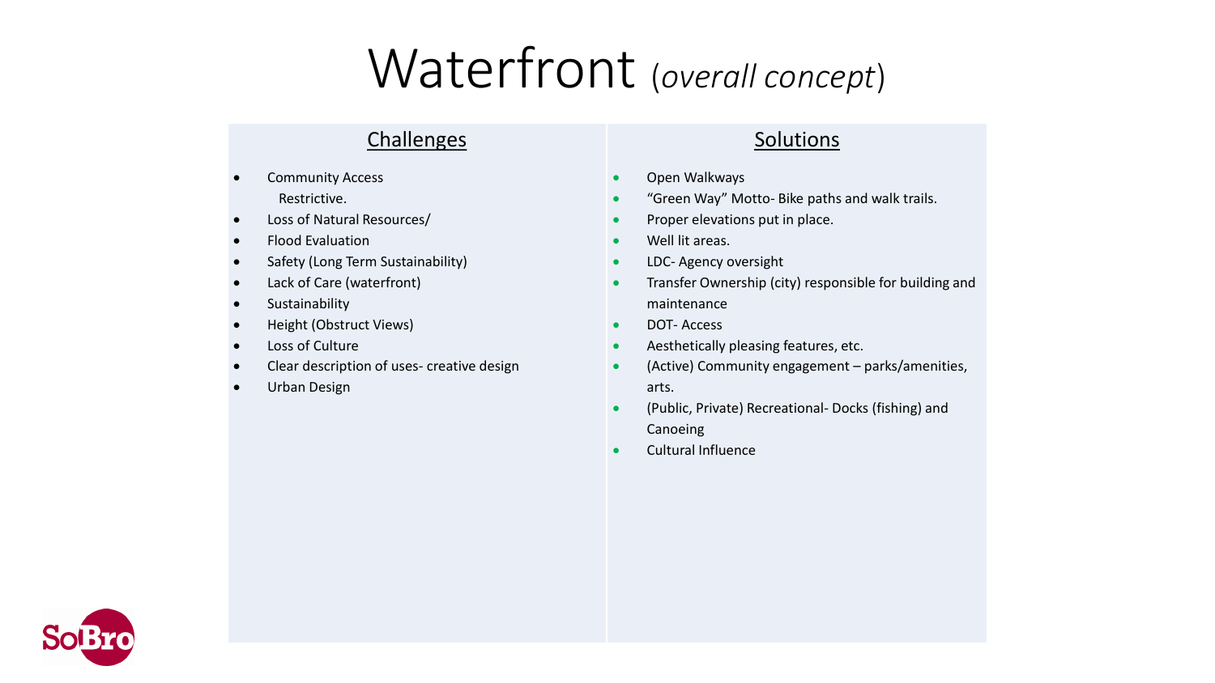# Waterfront (*overall concept*)

## Challenges

- Community Access
  Restrictive.
- Loss of Natural Resources/
- Flood Evaluation
- Safety (Long Term Sustainability)
- Lack of Care (waterfront)
- Sustainability
- Height (Obstruct Views)
- Loss of Culture
- Clear description of uses- creative design
- Urban Design

## Solutions

- Open Walkways
- "Green Way" Motto- Bike paths and walk trails.
- Proper elevations put in place.
- Well lit areas.
- LDC- Agency oversight
- Transfer Ownership (city) responsible for building and maintenance
- DOT- Access
- Aesthetically pleasing features, etc.
- (Active) Community engagement – parks/amenities, arts.
- (Public, Private) Recreational- Docks (fishing) and Canoeing
- Cultural Influence

SoBro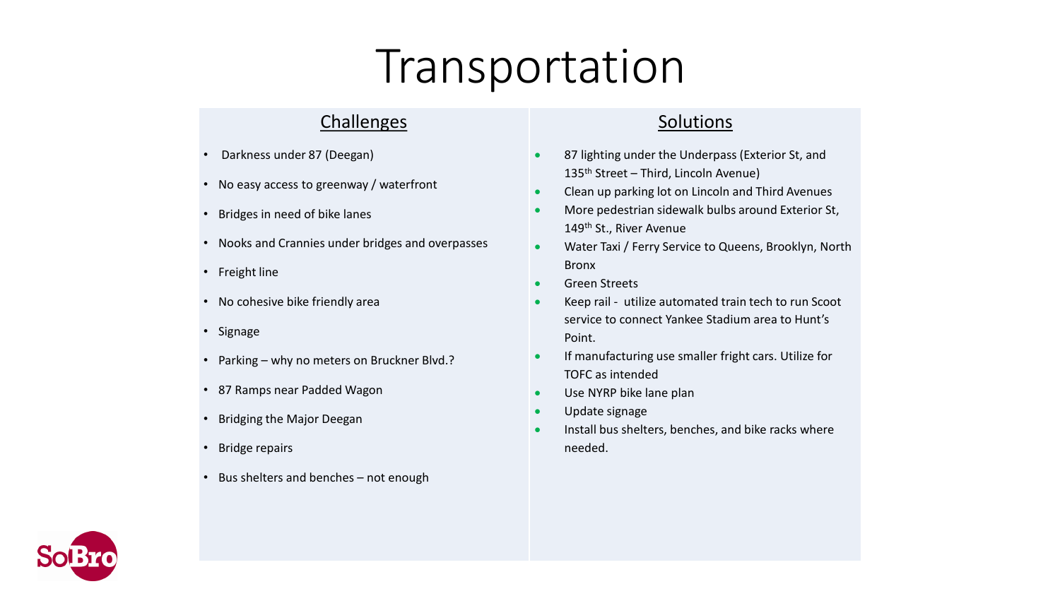# Transportation

## Challenges

- Darkness under 87 (Deegan)
- No easy access to greenway / waterfront
- Bridges in need of bike lanes
- Nooks and Crannies under bridges and overpasses
- Freight line
- No cohesive bike friendly area
- Signage
- Parking – why no meters on Bruckner Blvd.?
- 87 Ramps near Padded Wagon
- Bridging the Major Deegan
- Bridge repairs
- Bus shelters and benches – not enough

## Solutions

- 87 lighting under the Underpass (Exterior St, and 135th Street – Third, Lincoln Avenue)
- Clean up parking lot on Lincoln and Third Avenues
- More pedestrian sidewalk bulbs around Exterior St, 149th St., River Avenue
- Water Taxi / Ferry Service to Queens, Brooklyn, North Bronx
- Green Streets
- Keep rail - utilize automated train tech to run Scoot service to connect Yankee Stadium area to Hunt's Point.
- If manufacturing use smaller fright cars. Utilize for TOFC as intended
- Use NYRP bike lane plan
- Update signage
- Install bus shelters, benches, and bike racks where needed.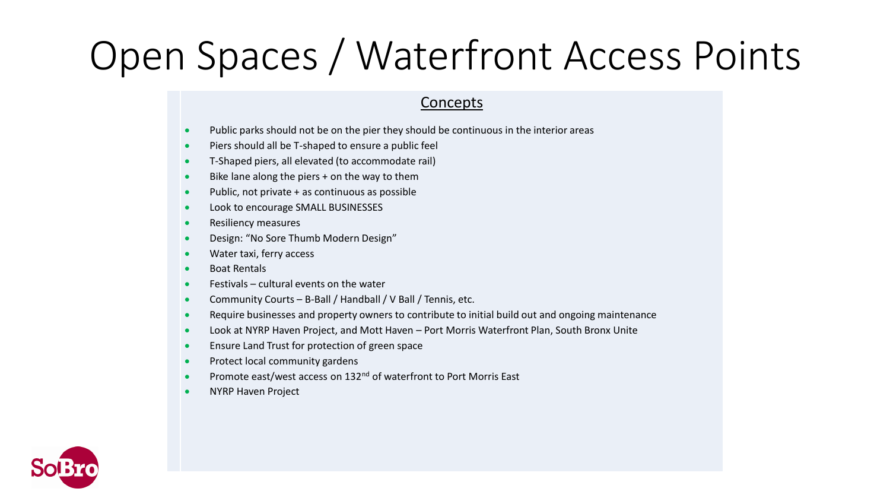# Open Spaces / Waterfront Access Points

## Concepts

- Public parks should not be on the pier they should be continuous in the interior areas
- Piers should all be T-shaped to ensure a public feel
- T-Shaped piers, all elevated (to accommodate rail)
- Bike lane along the piers + on the way to them
- Public, not private + as continuous as possible
- Look to encourage SMALL BUSINESSES
- Resiliency measures
- Design: "No Sore Thumb Modern Design"
- Water taxi, ferry access
- Boat Rentals
- Festivals – cultural events on the water
- Community Courts – B-Ball / Handball / V Ball / Tennis, etc.
- Require businesses and property owners to contribute to initial build out and ongoing maintenance
- Look at NYRP Haven Project, and Mott Haven – Port Morris Waterfront Plan, South Bronx Unite
- Ensure Land Trust for protection of green space
- Protect local community gardens
- Promote east/west access on 132nd of waterfront to Port Morris East
- NYRP Haven Project

SoBro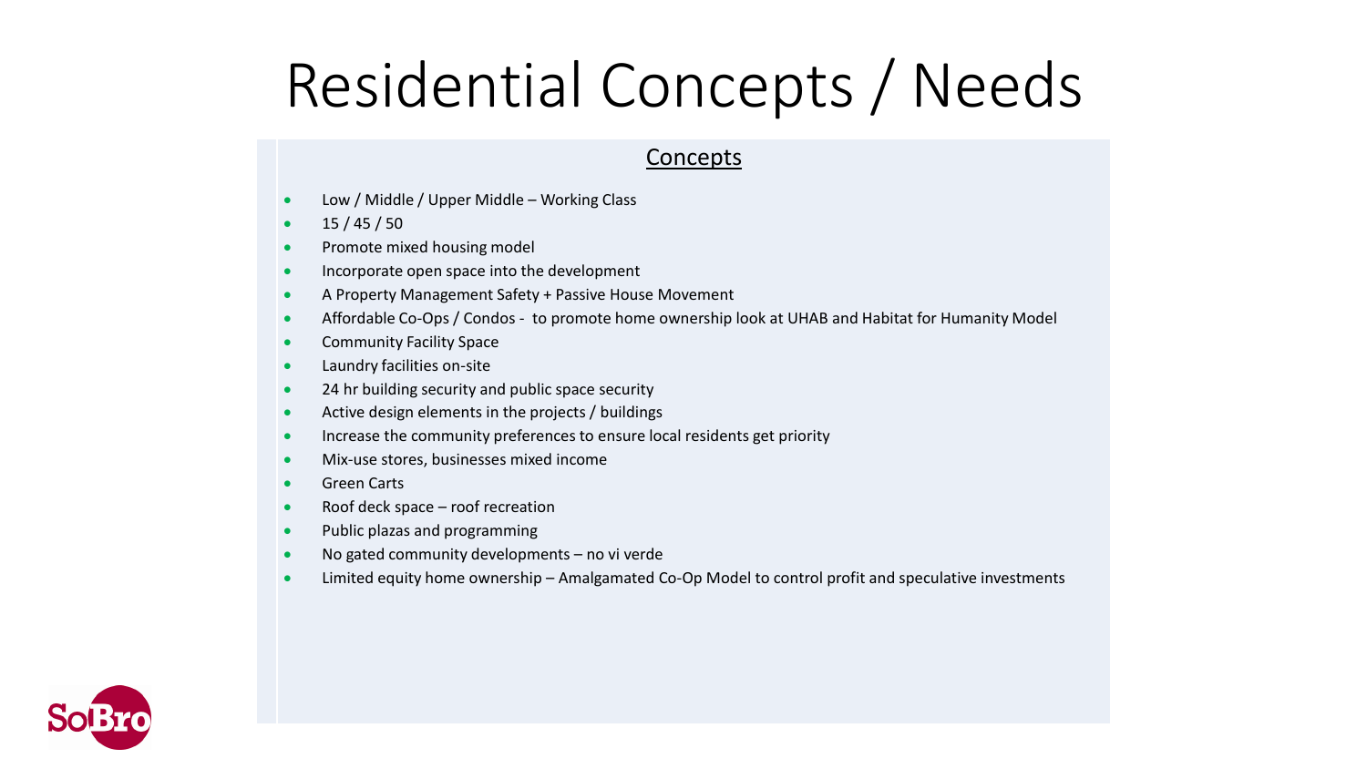# Residential Concepts / Needs

## Concepts

- Low / Middle / Upper Middle – Working Class
- 15 / 45 / 50
- Promote mixed housing model
- Incorporate open space into the development
- A Property Management Safety + Passive House Movement
- Affordable Co-Ops / Condos - to promote home ownership look at UHAB and Habitat for Humanity Model
- Community Facility Space
- Laundry facilities on-site
- 24 hr building security and public space security
- Active design elements in the projects / buildings
- Increase the community preferences to ensure local residents get priority
- Mix-use stores, businesses mixed income
- Green Carts
- Roof deck space – roof recreation
- Public plazas and programming
- No gated community developments – no vi verde
- Limited equity home ownership – Amalgamated Co-Op Model to control profit and speculative investments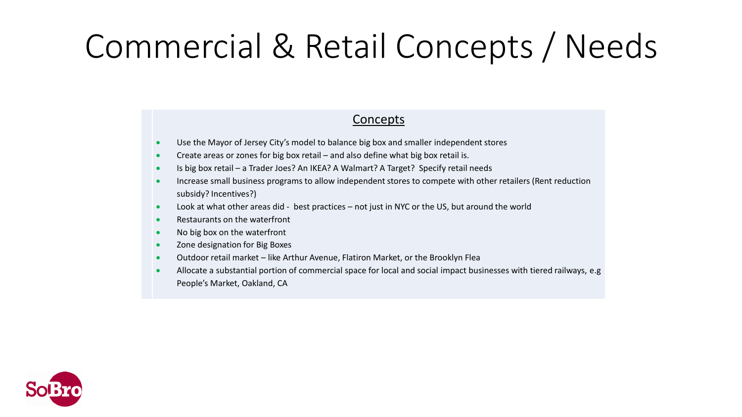# Commercial & Retail Concepts / Needs

## Concepts

- Use the Mayor of Jersey City's model to balance big box and smaller independent stores
- Create areas or zones for big box retail – and also define what big box retail is.
- Is big box retail – a Trader Joes? An IKEA? A Walmart? A Target? Specify retail needs
- Increase small business programs to allow independent stores to compete with other retailers (Rent reduction subsidy? Incentives?)
- Look at what other areas did - best practices – not just in NYC or the US, but around the world
- Restaurants on the waterfront
- No big box on the waterfront
- Zone designation for Big Boxes
- Outdoor retail market – like Arthur Avenue, Flatiron Market, or the Brooklyn Flea
- Allocate a substantial portion of commercial space for local and social impact businesses with tiered railways, e.g People's Market, Oakland, CA

SoBro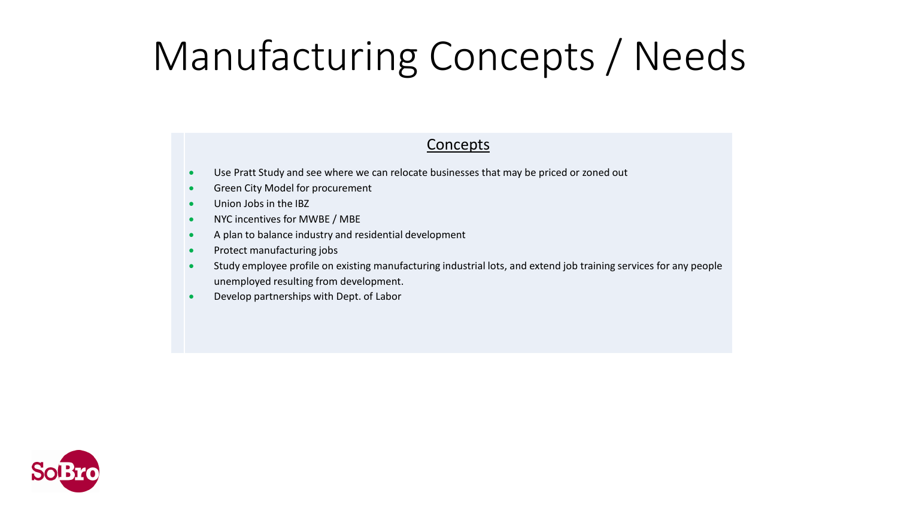# Manufacturing Concepts / Needs

## Concepts

- Use Pratt Study and see where we can relocate businesses that may be priced or zoned out
- Green City Model for procurement
- Union Jobs in the IBZ
- NYC incentives for MWBE / MBE
- A plan to balance industry and residential development
- Protect manufacturing jobs
- Study employee profile on existing manufacturing industrial lots, and extend job training services for any people unemployed resulting from development.
- Develop partnerships with Dept. of Labor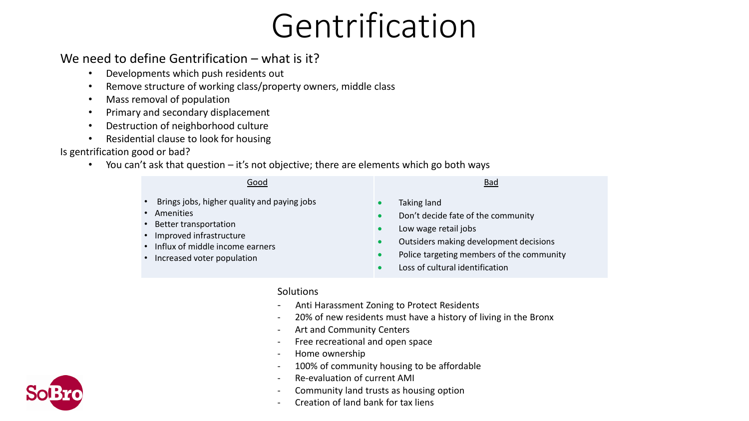# Gentrification

We need to define Gentrification – what is it?

- Developments which push residents out
- Remove structure of working class/property owners, middle class
- Mass removal of population
- Primary and secondary displacement
- Destruction of neighborhood culture
- Residential clause to look for housing

Is gentrification good or bad?

- You can't ask that question – it's not objective; there are elements which go both ways

| Good | Bad |
| --- | --- |
| Brings jobs, higher quality and paying jobs | Taking land |
| Amenities | Don't decide fate of the community |
| Better transportation | Low wage retail jobs |
| Improved infrastructure | Outsiders making development decisions |
| Influx of middle income earners | Police targeting members of the community |
| Increased voter population | Loss of cultural identification |

Solutions

- Anti Harassment Zoning to Protect Residents
- 20% of new residents must have a history of living in the Bronx
- Art and Community Centers
- Free recreational and open space
- Home ownership
- 100% of community housing to be affordable
- Re-evaluation of current AMI
- Community land trusts as housing option
- Creation of land bank for tax liens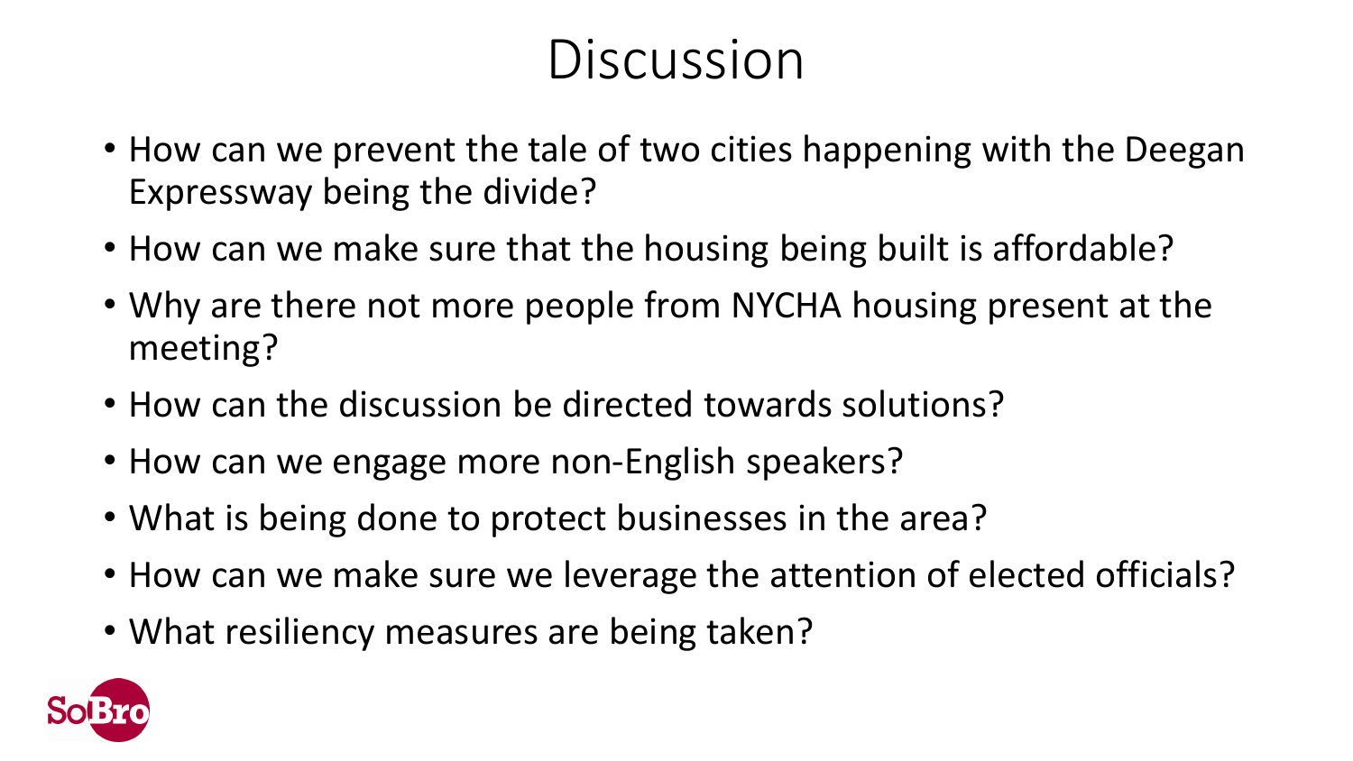# Discussion

- How can we prevent the tale of two cities happening with the Deegan Expressway being the divide?
- How can we make sure that the housing being built is affordable?
- Why are there not more people from NYCHA housing present at the meeting?
- How can the discussion be directed towards solutions?
- How can we engage more non-English speakers?
- What is being done to protect businesses in the area?
- How can we make sure we leverage the attention of elected officials?
- What resiliency measures are being taken?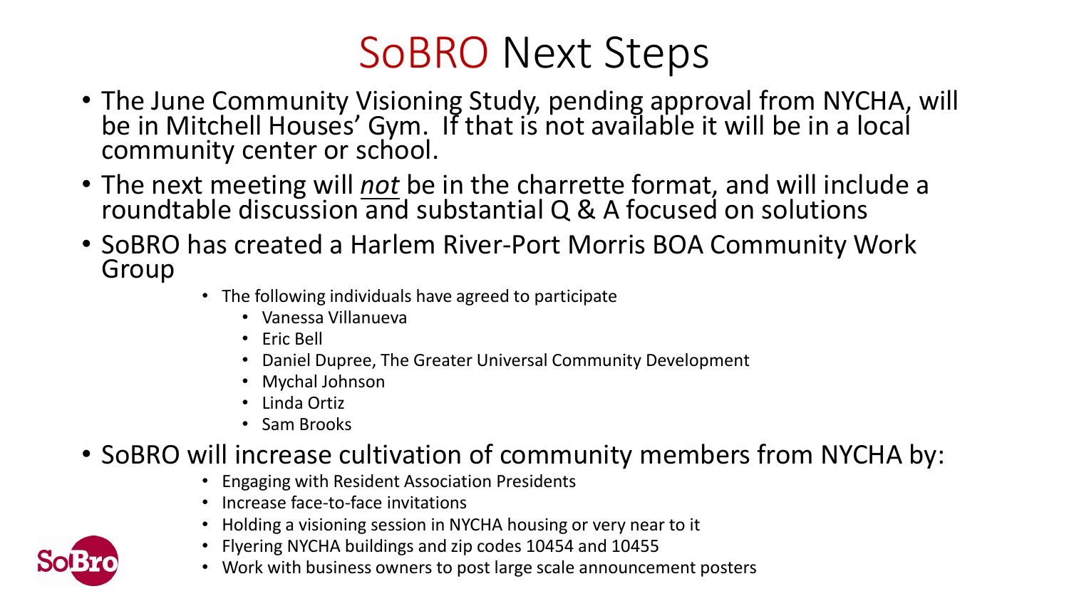# SoBRO Next Steps

- The June Community Visioning Study, pending approval from NYCHA, will be in Mitchell Houses' Gym. If that is not available it will be in a local community center or school.
- The next meeting will ***not*** be in the charrette format, and will include a roundtable discussion and substantial Q & A focused on solutions
- SoBRO has created a Harlem River-Port Morris BOA Community Work Group
  - The following individuals have agreed to participate
    - Vanessa Villanueva
    - Eric Bell
    - Daniel Dupree, The Greater Universal Community Development
    - Mychal Johnson
    - Linda Ortiz
    - Sam Brooks
- SoBRO will increase cultivation of community members from NYCHA by:
  - Engaging with Resident Association Presidents
  - Increase face-to-face invitations
  - Holding a visioning session in NYCHA housing or very near to it
  - Flyering NYCHA buildings and zip codes 10454 and 10455
  - Work with business owners to post large scale announcement posters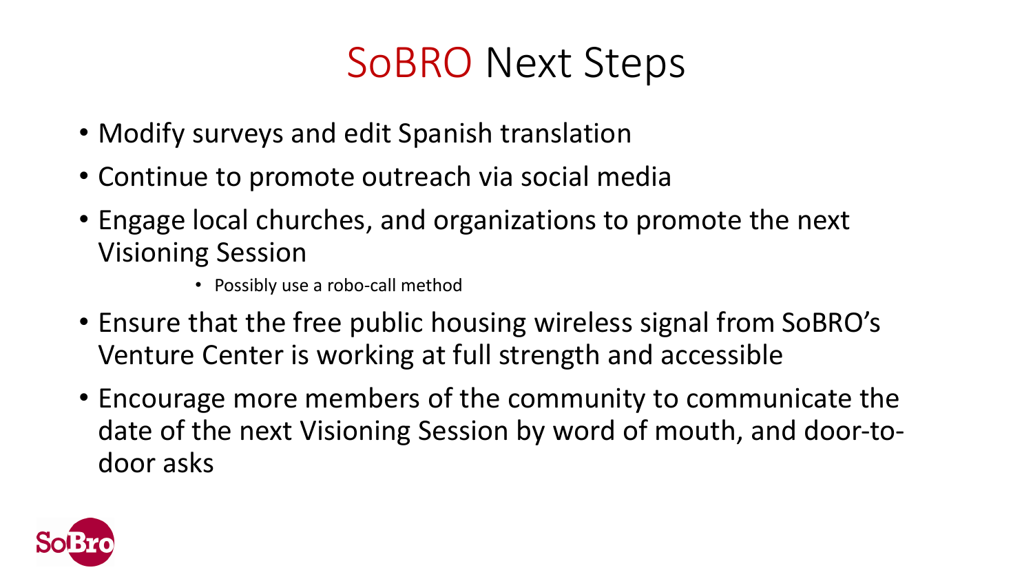# SoBRO Next Steps

- Modify surveys and edit Spanish translation
- Continue to promote outreach via social media
- Engage local churches, and organizations to promote the next Visioning Session
    - Possibly use a robo-call method
- Ensure that the free public housing wireless signal from SoBRO's Venture Center is working at full strength and accessible
- Encourage more members of the community to communicate the date of the next Visioning Session by word of mouth, and door-to-door asks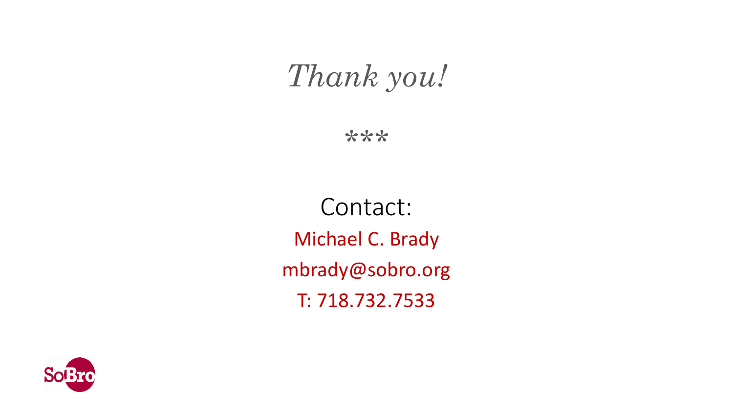# *Thank you!*

***

Contact:

Michael C. Brady

mbrady@sobro.org

T: 718.732.7533

SoBro